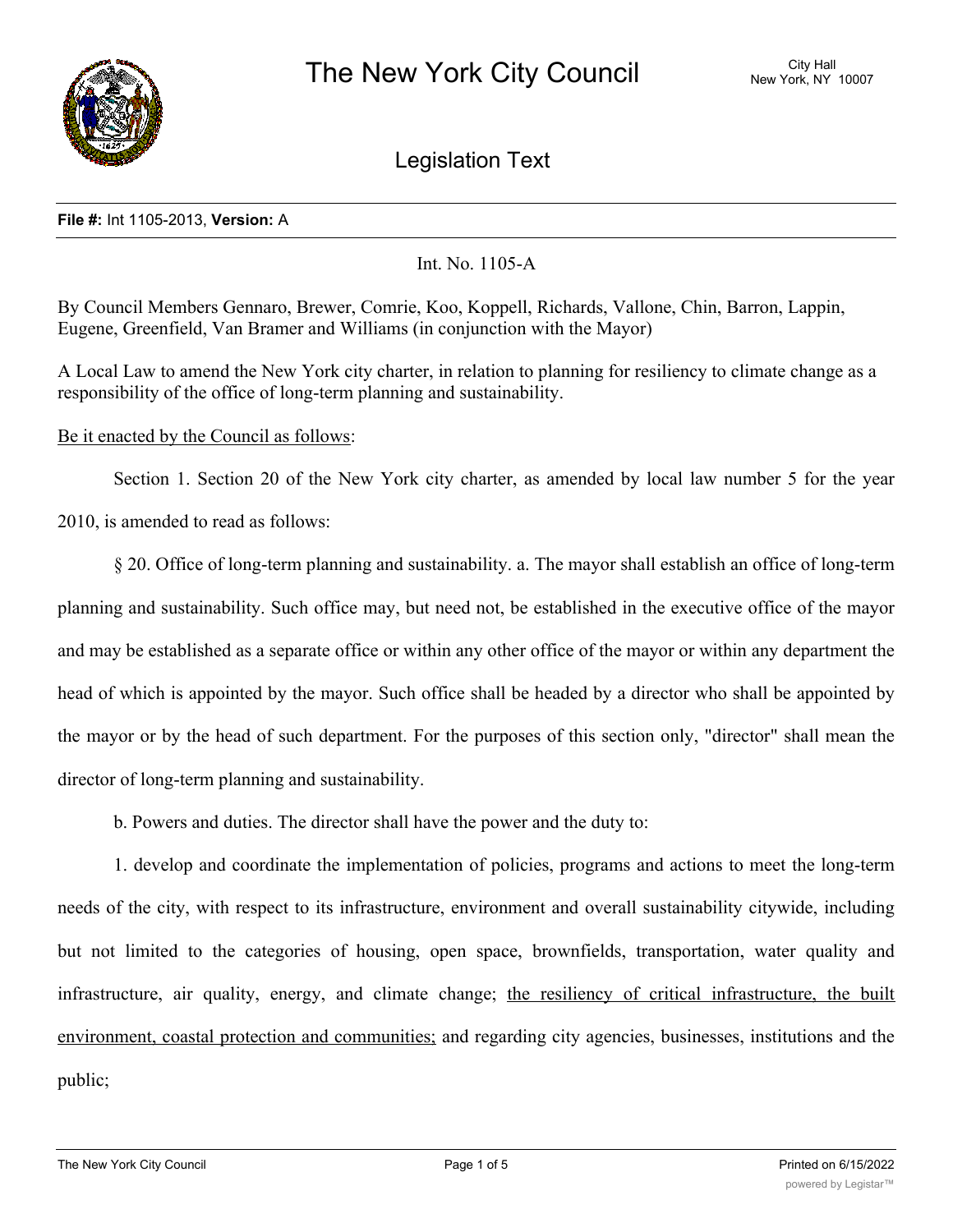# The New York City Council

City Hall
New York, NY 10007

## Legislation Text

**File #:** Int 1105-2013, **Version:** A

Int. No. 1105-A

By Council Members Gennaro, Brewer, Comrie, Koo, Koppell, Richards, Vallone, Chin, Barron, Lappin, Eugene, Greenfield, Van Bramer and Williams (in conjunction with the Mayor)

A Local Law to amend the New York city charter, in relation to planning for resiliency to climate change as a responsibility of the office of long-term planning and sustainability.

<u>Be it enacted by the Council as follows</u>:

Section 1. Section 20 of the New York city charter, as amended by local law number 5 for the year 2010, is amended to read as follows:

§ 20. Office of long-term planning and sustainability. a. The mayor shall establish an office of long-term planning and sustainability. Such office may, but need not, be established in the executive office of the mayor and may be established as a separate office or within any other office of the mayor or within any department the head of which is appointed by the mayor. Such office shall be headed by a director who shall be appointed by the mayor or by the head of such department. For the purposes of this section only, "director" shall mean the director of long-term planning and sustainability.

b. Powers and duties. The director shall have the power and the duty to:

1. develop and coordinate the implementation of policies, programs and actions to meet the long-term needs of the city, with respect to its infrastructure, environment and overall sustainability citywide, including but not limited to the categories of housing, open space, brownfields, transportation, water quality and infrastructure, air quality, energy, and climate change; <u>the resiliency of critical infrastructure, the built environment, coastal protection and communities;</u> and regarding city agencies, businesses, institutions and the public;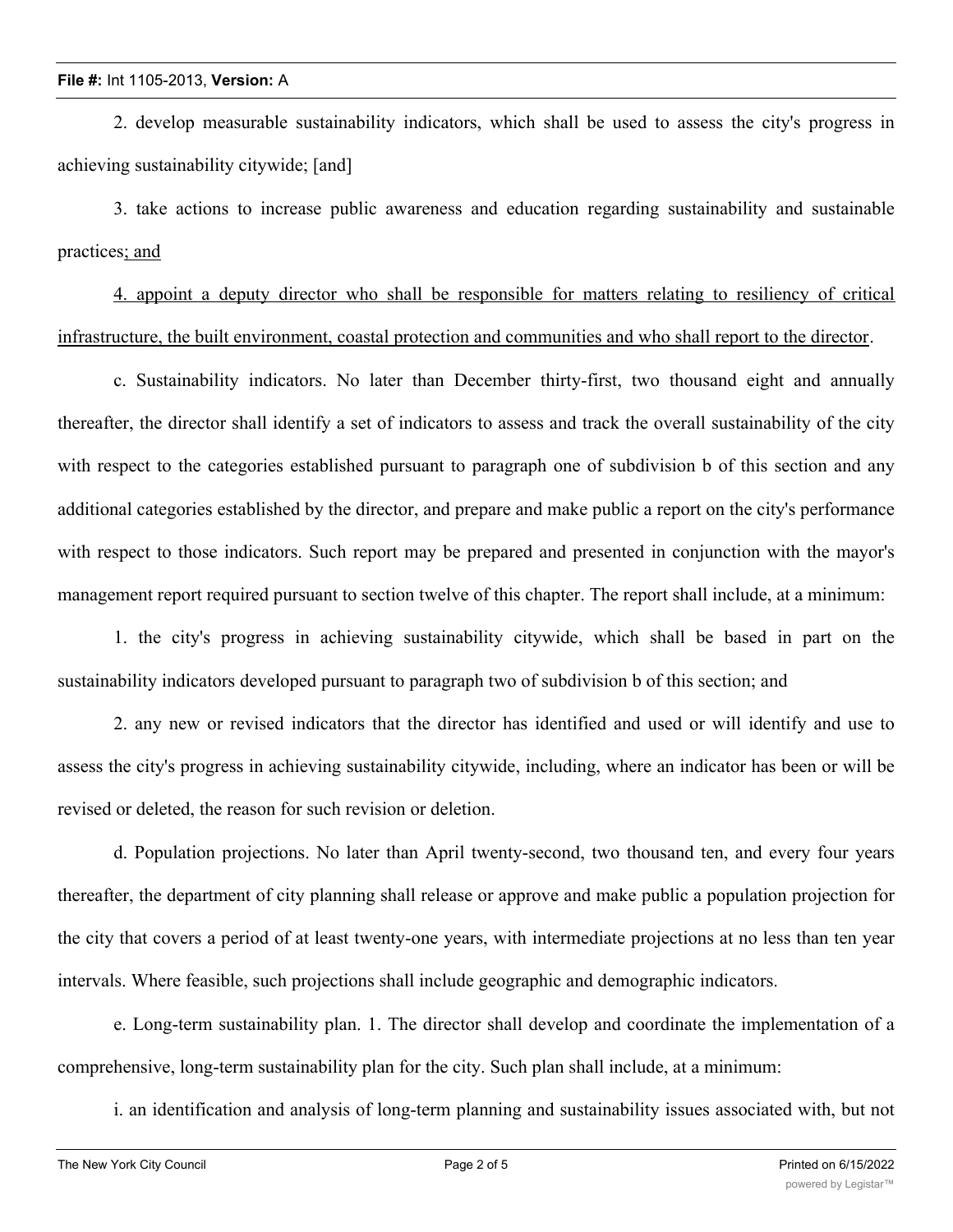2. develop measurable sustainability indicators, which shall be used to assess the city's progress in achieving sustainability citywide; [and]

3. take actions to increase public awareness and education regarding sustainability and sustainable practices; and

4. appoint a deputy director who shall be responsible for matters relating to resiliency of critical infrastructure, the built environment, coastal protection and communities and who shall report to the director.

c. Sustainability indicators. No later than December thirty-first, two thousand eight and annually thereafter, the director shall identify a set of indicators to assess and track the overall sustainability of the city with respect to the categories established pursuant to paragraph one of subdivision b of this section and any additional categories established by the director, and prepare and make public a report on the city's performance with respect to those indicators. Such report may be prepared and presented in conjunction with the mayor's management report required pursuant to section twelve of this chapter. The report shall include, at a minimum:

1. the city's progress in achieving sustainability citywide, which shall be based in part on the sustainability indicators developed pursuant to paragraph two of subdivision b of this section; and

2. any new or revised indicators that the director has identified and used or will identify and use to assess the city's progress in achieving sustainability citywide, including, where an indicator has been or will be revised or deleted, the reason for such revision or deletion.

d. Population projections. No later than April twenty-second, two thousand ten, and every four years thereafter, the department of city planning shall release or approve and make public a population projection for the city that covers a period of at least twenty-one years, with intermediate projections at no less than ten year intervals. Where feasible, such projections shall include geographic and demographic indicators.

e. Long-term sustainability plan. 1. The director shall develop and coordinate the implementation of a comprehensive, long-term sustainability plan for the city. Such plan shall include, at a minimum:

i. an identification and analysis of long-term planning and sustainability issues associated with, but not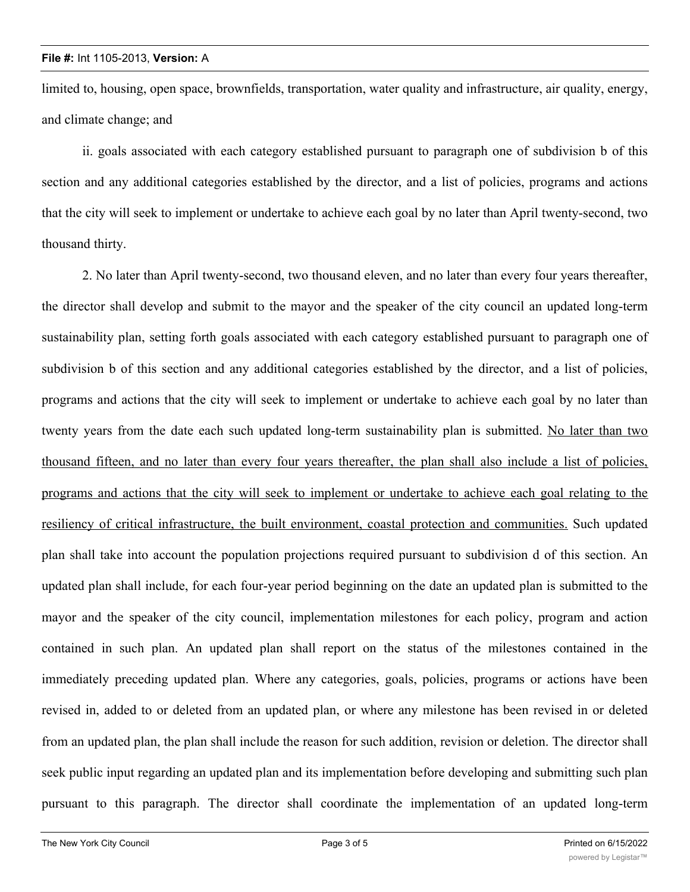limited to, housing, open space, brownfields, transportation, water quality and infrastructure, air quality, energy, and climate change; and

ii. goals associated with each category established pursuant to paragraph one of subdivision b of this section and any additional categories established by the director, and a list of policies, programs and actions that the city will seek to implement or undertake to achieve each goal by no later than April twenty-second, two thousand thirty.

2. No later than April twenty-second, two thousand eleven, and no later than every four years thereafter, the director shall develop and submit to the mayor and the speaker of the city council an updated long-term sustainability plan, setting forth goals associated with each category established pursuant to paragraph one of subdivision b of this section and any additional categories established by the director, and a list of policies, programs and actions that the city will seek to implement or undertake to achieve each goal by no later than twenty years from the date each such updated long-term sustainability plan is submitted. <u>No later than two thousand fifteen, and no later than every four years thereafter, the plan shall also include a list of policies, programs and actions that the city will seek to implement or undertake to achieve each goal relating to the resiliency of critical infrastructure, the built environment, coastal protection and communities.</u> Such updated plan shall take into account the population projections required pursuant to subdivision d of this section. An updated plan shall include, for each four-year period beginning on the date an updated plan is submitted to the mayor and the speaker of the city council, implementation milestones for each policy, program and action contained in such plan. An updated plan shall report on the status of the milestones contained in the immediately preceding updated plan. Where any categories, goals, policies, programs or actions have been revised in, added to or deleted from an updated plan, or where any milestone has been revised in or deleted from an updated plan, the plan shall include the reason for such addition, revision or deletion. The director shall seek public input regarding an updated plan and its implementation before developing and submitting such plan pursuant to this paragraph. The director shall coordinate the implementation of an updated long-term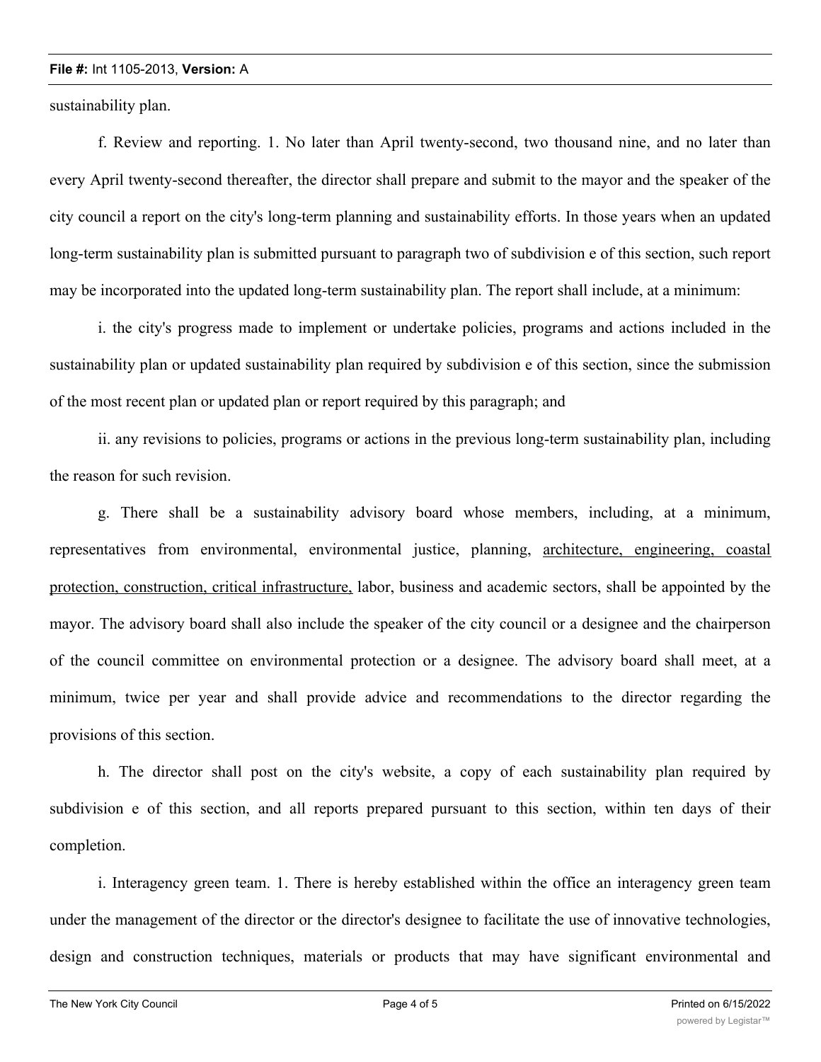sustainability plan.

f. Review and reporting. 1. No later than April twenty-second, two thousand nine, and no later than every April twenty-second thereafter, the director shall prepare and submit to the mayor and the speaker of the city council a report on the city's long-term planning and sustainability efforts. In those years when an updated long-term sustainability plan is submitted pursuant to paragraph two of subdivision e of this section, such report may be incorporated into the updated long-term sustainability plan. The report shall include, at a minimum:

i. the city's progress made to implement or undertake policies, programs and actions included in the sustainability plan or updated sustainability plan required by subdivision e of this section, since the submission of the most recent plan or updated plan or report required by this paragraph; and

ii. any revisions to policies, programs or actions in the previous long-term sustainability plan, including the reason for such revision.

g. There shall be a sustainability advisory board whose members, including, at a minimum, representatives from environmental, environmental justice, planning, <u>architecture, engineering, coastal protection, construction, critical infrastructure,</u> labor, business and academic sectors, shall be appointed by the mayor. The advisory board shall also include the speaker of the city council or a designee and the chairperson of the council committee on environmental protection or a designee. The advisory board shall meet, at a minimum, twice per year and shall provide advice and recommendations to the director regarding the provisions of this section.

h. The director shall post on the city's website, a copy of each sustainability plan required by subdivision e of this section, and all reports prepared pursuant to this section, within ten days of their completion.

i. Interagency green team. 1. There is hereby established within the office an interagency green team under the management of the director or the director's designee to facilitate the use of innovative technologies, design and construction techniques, materials or products that may have significant environmental and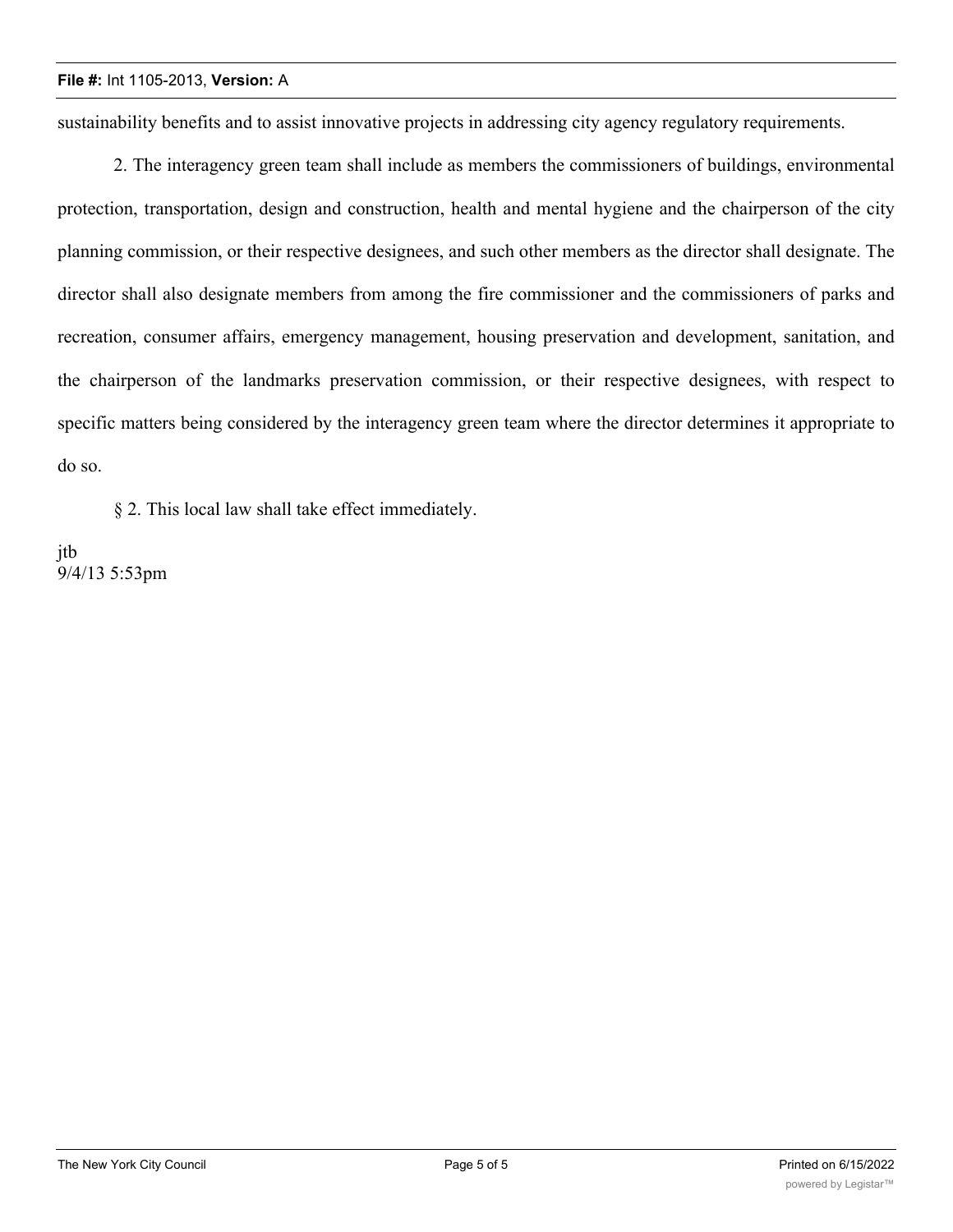sustainability benefits and to assist innovative projects in addressing city agency regulatory requirements.

2. The interagency green team shall include as members the commissioners of buildings, environmental protection, transportation, design and construction, health and mental hygiene and the chairperson of the city planning commission, or their respective designees, and such other members as the director shall designate. The director shall also designate members from among the fire commissioner and the commissioners of parks and recreation, consumer affairs, emergency management, housing preservation and development, sanitation, and the chairperson of the landmarks preservation commission, or their respective designees, with respect to specific matters being considered by the interagency green team where the director determines it appropriate to do so.

§ 2. This local law shall take effect immediately.

jtb
9/4/13 5:53pm